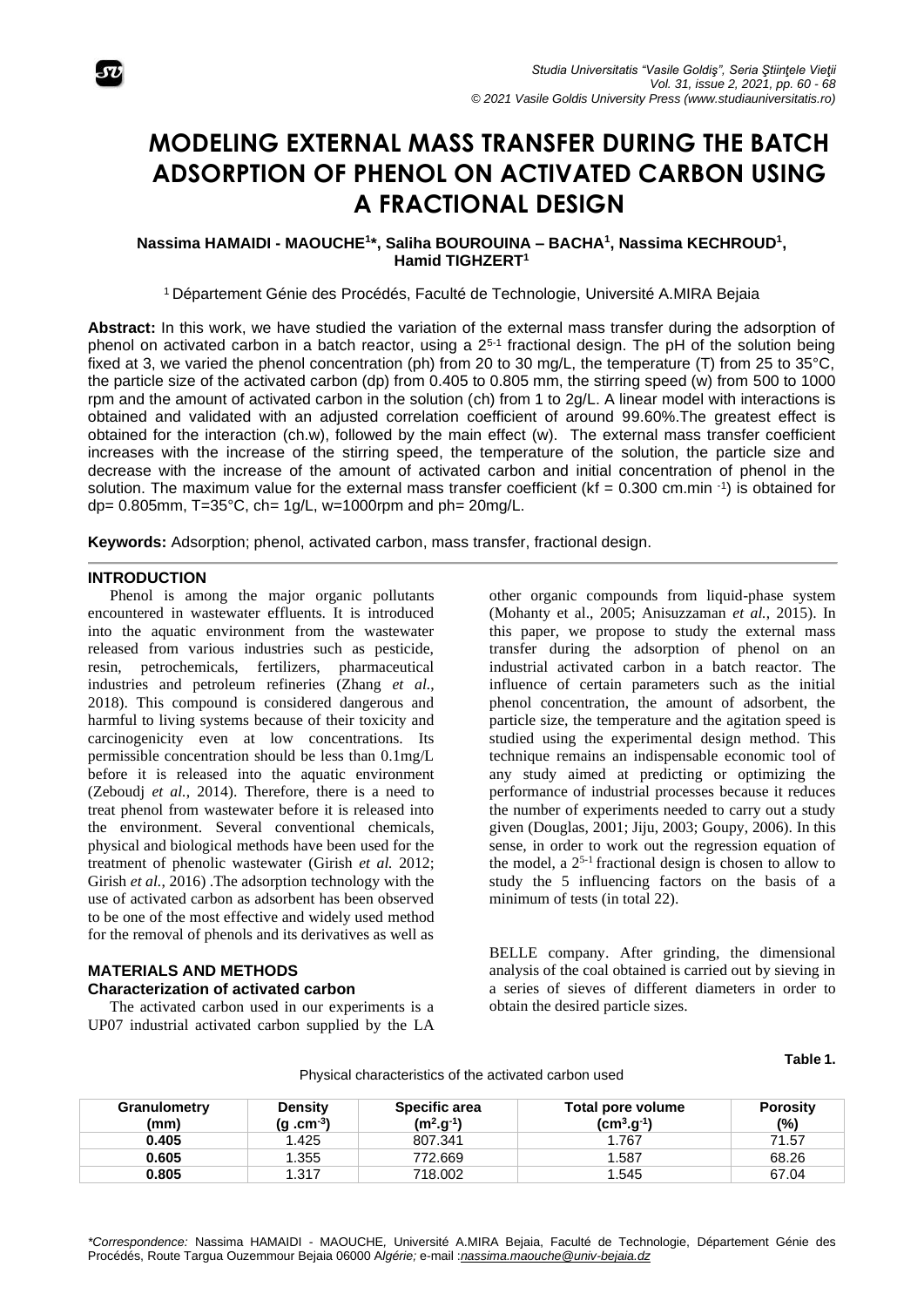# MODELING EXTERNAL MASS TRANSFER DURING THE BATCH ADSORPTION OF PHENOL ON ACTIVATED CARBON USING A FRACTIONAL DESIGN

**Nassima HAMAIDI - MAOUCHE[1]*, Saliha BOUROUINA – BACHA[1], Nassima KECHROUD[1], Hamid TIGHZERT[1]**

[1] Département Génie des Procédés, Faculté de Technologie, Université A.MIRA Bejaia

**Abstract:** In this work, we have studied the variation of the external mass transfer during the adsorption of phenol on activated carbon in a batch reactor, using a $2^{5-1}$ fractional design. The pH of the solution being fixed at 3, we varied the phenol concentration (ph) from 20 to 30 mg/L, the temperature (T) from 25 to 35°C, the particle size of the activated carbon (dp) from 0.405 to 0.805 mm, the stirring speed (w) from 500 to 1000 rpm and the amount of activated carbon in the solution (ch) from 1 to 2g/L. A linear model with interactions is obtained and validated with an adjusted correlation coefficient of around 99.60%.The greatest effect is obtained for the interaction (ch.w), followed by the main effect (w). The external mass transfer coefficient increases with the increase of the stirring speed, the temperature of the solution, the particle size and decrease with the increase of the amount of activated carbon and initial concentration of phenol in the solution. The maximum value for the external mass transfer coefficient (kf = 0.300 cm.min $^{-1}$) is obtained for dp= 0.805mm, T=35°C, ch= 1g/L, w=1000rpm and ph= 20mg/L.

**Keywords:** Adsorption; phenol, activated carbon, mass transfer, fractional design.

## INTRODUCTION

Phenol is among the major organic pollutants encountered in wastewater effluents. It is introduced into the aquatic environment from the wastewater released from various industries such as pesticide, resin, petrochemicals, fertilizers, pharmaceutical industries and petroleum refineries (Zhang *et al.*, 2018). This compound is considered dangerous and harmful to living systems because of their toxicity and carcinogenicity even at low concentrations. Its permissible concentration should be less than 0.1mg/L before it is released into the aquatic environment (Zeboudj *et al.*, 2014). Therefore, there is a need to treat phenol from wastewater before it is released into the environment. Several conventional chemicals, physical and biological methods have been used for the treatment of phenolic wastewater (Girish *et al.* 2012; Girish *et al.*, 2016) .The adsorption technology with the use of activated carbon as adsorbent has been observed to be one of the most effective and widely used method for the removal of phenols and its derivatives as well as other organic compounds from liquid-phase system (Mohanty et al., 2005; Anisuzzaman *et al.*, 2015). In this paper, we propose to study the external mass transfer during the adsorption of phenol on an industrial activated carbon in a batch reactor. The influence of certain parameters such as the initial phenol concentration, the amount of adsorbent, the particle size, the temperature and the agitation speed is studied using the experimental design method. This technique remains an indispensable economic tool of any study aimed at predicting or optimizing the performance of industrial processes because it reduces the number of experiments needed to carry out a study given (Douglas, 2001; Jiju, 2003; Goupy, 2006). In this sense, in order to work out the regression equation of the model, a $2^{5-1}$ fractional design is chosen to allow to study the 5 influencing factors on the basis of a minimum of tests (in total 22).

## MATERIALS AND METHODS

### Characterization of activated carbon

The activated carbon used in our experiments is a UP07 industrial activated carbon supplied by the LA BELLE company. After grinding, the dimensional analysis of the coal obtained is carried out by sieving in a series of sieves of different diameters in order to obtain the desired particle sizes.

**Table 1.**

Physical characteristics of the activated carbon used

| Granulometry (mm) | Density ($g.cm^{-3}$) | Specific area ($m^2.g^{-1}$) | Total pore volume ($cm^3.g^{-1}$) | Porosity (%) |
|---|---|---|---|---|
| **0.405** | 1.425 | 807.341 | 1.767 | 71.57 |
| **0.605** | 1.355 | 772.669 | 1.587 | 68.26 |
| **0.805** | 1.317 | 718.002 | 1.545 | 67.04 |

*\*Correspondence:* Nassima HAMAIDI - MAOUCHE, Université A.MIRA Bejaia, Faculté de Technologie, Département Génie des Procédés, Route Targua Ouzemmour Bejaia 06000 A*lgérie;* e-mail :*nassima.maouche@univ-bejaia.dz*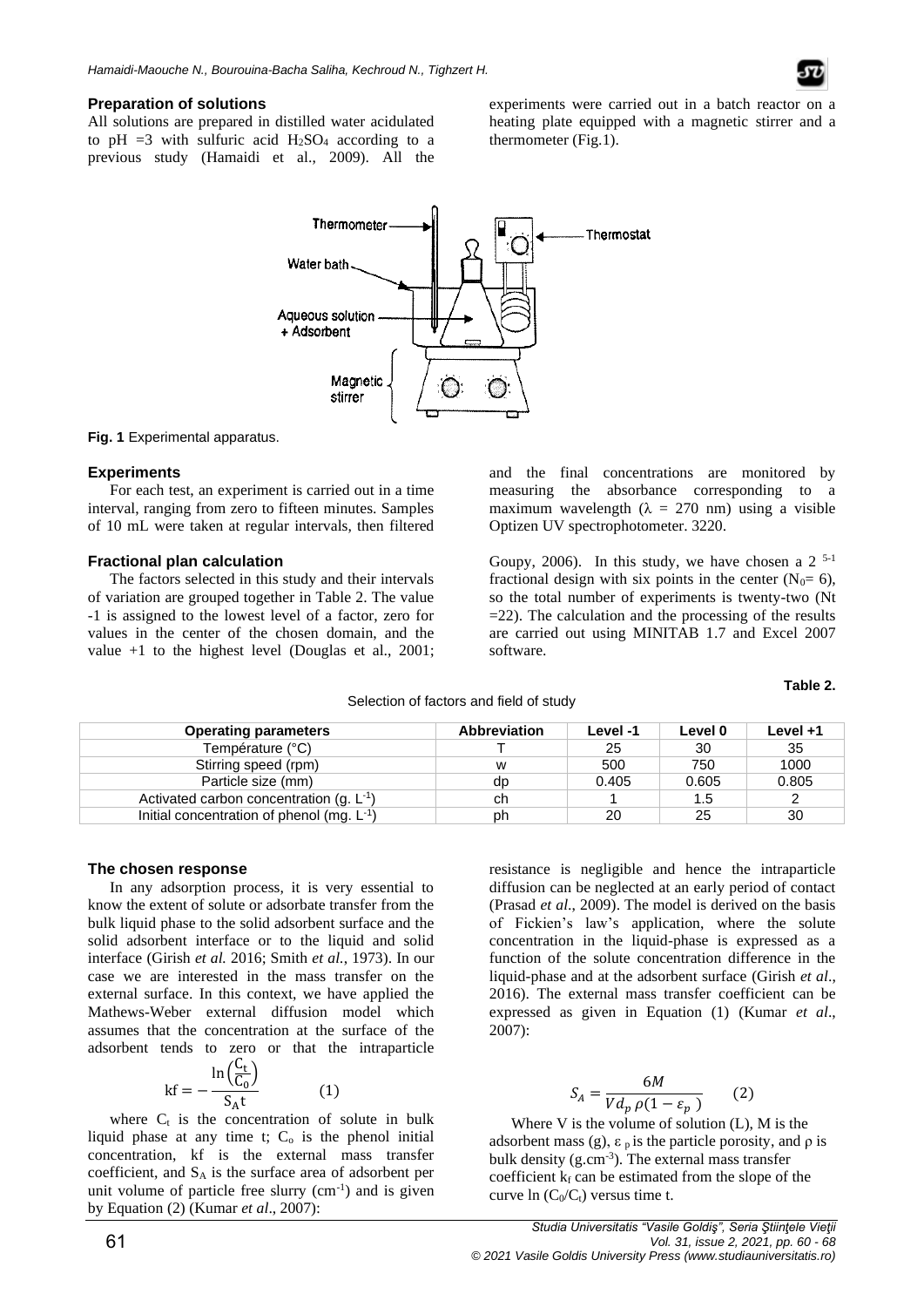### Preparation of solutions

All solutions are prepared in distilled water acidulated to pH =3 with sulfuric acid $H_2SO_4$ according to a previous study (Hamaidi et al., 2009). All the experiments were carried out in a batch reactor on a heating plate equipped with a magnetic stirrer and a thermometer (Fig.1).

**Fig. 1** Experimental apparatus.

### Experiments

For each test, an experiment is carried out in a time interval, ranging from zero to fifteen minutes. Samples of 10 mL were taken at regular intervals, then filtered and the final concentrations are monitored by measuring the absorbance corresponding to a maximum wavelength ($\lambda$ = 270 nm) using a visible Optizen UV spectrophotometer. 3220.

### Fractional plan calculation

The factors selected in this study and their intervals of variation are grouped together in Table 2. The value -1 is assigned to the lowest level of a factor, zero for values in the center of the chosen domain, and the value +1 to the highest level (Douglas et al., 2001; Goupy, 2006). In this study, we have chosen a $2^{5-1}$ fractional design with six points in the center ($N_0$= 6), so the total number of experiments is twenty-two (Nt =22). The calculation and the processing of the results are carried out using MINITAB 1.7 and Excel 2007 software.

**Table 2.**

Selection of factors and field of study

| Operating parameters | Abbreviation | Level -1 | Level 0 | Level +1 |
|---|---|---|---|---|
| Température (°C) | T | 25 | 30 | 35 |
| Stirring speed (rpm) | w | 500 | 750 | 1000 |
| Particle size (mm) | dp | 0.405 | 0.605 | 0.805 |
| Activated carbon concentration (g. $L^{-1}$) | ch | 1 | 1.5 | 2 |
| Initial concentration of phenol (mg. $L^{-1}$) | ph | 20 | 25 | 30 |

### The chosen response

In any adsorption process, it is very essential to know the extent of solute or adsorbate transfer from the bulk liquid phase to the solid adsorbent surface and the solid adsorbent interface or to the liquid and solid interface (Girish *et al.* 2016; Smith *et al.*, 1973). In our case we are interested in the mass transfer on the external surface. In this context, we have applied the Mathews-Weber external diffusion model which assumes that the concentration at the surface of the adsorbent tends to zero or that the intraparticle resistance is negligible and hence the intraparticle diffusion can be neglected at an early period of contact (Prasad *et al*., 2009). The model is derived on the basis of Fickien's law's application, where the solute concentration in the liquid-phase is expressed as a function of the solute concentration difference in the liquid-phase and at the adsorbent surface (Girish *et al*., 2016). The external mass transfer coefficient can be expressed as given in Equation (1) (Kumar *et al*., 2007):

$$\mathrm{kf} = -\frac{\ln\left(\frac{C_t}{C_0}\right)}{S_A t} \qquad (1)$$

where $C_t$ is the concentration of solute in bulk liquid phase at any time t; $C_o$ is the phenol initial concentration, kf is the external mass transfer coefficient, and $S_A$ is the surface area of adsorbent per unit volume of particle free slurry ($cm^{-1}$) and is given by Equation (2) (Kumar *et al*., 2007):

$$S_A = \frac{6M}{V d_p \, \rho (1 - \varepsilon_p)} \qquad (2)$$

Where V is the volume of solution (L), M is the adsorbent mass (g), $\varepsilon_p$ is the particle porosity, and $\rho$ is bulk density ($g.cm^{-3}$). The external mass transfer coefficient $k_f$ can be estimated from the slope of the curve ln ($C_0/C_t$) versus time t.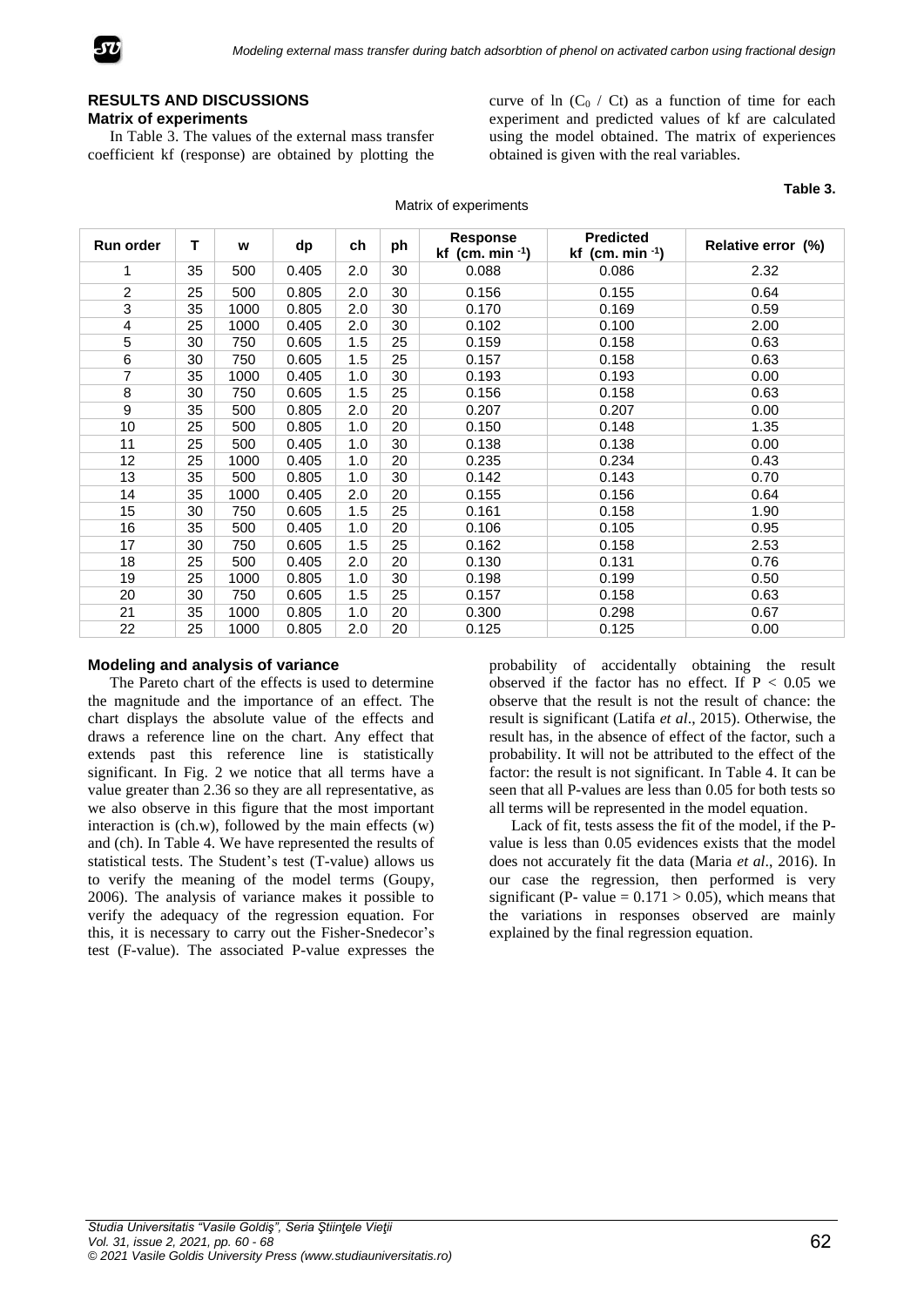## RESULTS AND DISCUSSIONS

### Matrix of experiments

In Table 3. The values of the external mass transfer coefficient kf (response) are obtained by plotting the curve of ln ($C_0$ / Ct) as a function of time for each experiment and predicted values of kf are calculated using the model obtained. The matrix of experiences obtained is given with the real variables.

**Table 3.**

Matrix of experiments

| Run order | T | w | dp | ch | ph | Response kf (cm. min $^{-1}$) | Predicted kf (cm. min $^{-1}$) | Relative error (%) |
|---|---|---|---|---|---|---|---|---|
| 1 | 35 | 500 | 0.405 | 2.0 | 30 | 0.088 | 0.086 | 2.32 |
| 2 | 25 | 500 | 0.805 | 2.0 | 30 | 0.156 | 0.155 | 0.64 |
| 3 | 35 | 1000 | 0.805 | 2.0 | 30 | 0.170 | 0.169 | 0.59 |
| 4 | 25 | 1000 | 0.405 | 2.0 | 30 | 0.102 | 0.100 | 2.00 |
| 5 | 30 | 750 | 0.605 | 1.5 | 25 | 0.159 | 0.158 | 0.63 |
| 6 | 30 | 750 | 0.605 | 1.5 | 25 | 0.157 | 0.158 | 0.63 |
| 7 | 35 | 1000 | 0.405 | 1.0 | 30 | 0.193 | 0.193 | 0.00 |
| 8 | 30 | 750 | 0.605 | 1.5 | 25 | 0.156 | 0.158 | 0.63 |
| 9 | 35 | 500 | 0.805 | 2.0 | 20 | 0.207 | 0.207 | 0.00 |
| 10 | 25 | 500 | 0.805 | 1.0 | 20 | 0.150 | 0.148 | 1.35 |
| 11 | 25 | 500 | 0.405 | 1.0 | 30 | 0.138 | 0.138 | 0.00 |
| 12 | 25 | 1000 | 0.405 | 1.0 | 20 | 0.235 | 0.234 | 0.43 |
| 13 | 35 | 500 | 0.805 | 1.0 | 30 | 0.142 | 0.143 | 0.70 |
| 14 | 35 | 1000 | 0.405 | 2.0 | 20 | 0.155 | 0.156 | 0.64 |
| 15 | 30 | 750 | 0.605 | 1.5 | 25 | 0.161 | 0.158 | 1.90 |
| 16 | 35 | 500 | 0.405 | 1.0 | 20 | 0.106 | 0.105 | 0.95 |
| 17 | 30 | 750 | 0.605 | 1.5 | 25 | 0.162 | 0.158 | 2.53 |
| 18 | 25 | 500 | 0.405 | 2.0 | 20 | 0.130 | 0.131 | 0.76 |
| 19 | 25 | 1000 | 0.805 | 1.0 | 30 | 0.198 | 0.199 | 0.50 |
| 20 | 30 | 750 | 0.605 | 1.5 | 25 | 0.157 | 0.158 | 0.63 |
| 21 | 35 | 1000 | 0.805 | 1.0 | 20 | 0.300 | 0.298 | 0.67 |
| 22 | 25 | 1000 | 0.805 | 2.0 | 20 | 0.125 | 0.125 | 0.00 |

### Modeling and analysis of variance

The Pareto chart of the effects is used to determine the magnitude and the importance of an effect. The chart displays the absolute value of the effects and draws a reference line on the chart. Any effect that extends past this reference line is statistically significant. In Fig. 2 we notice that all terms have a value greater than 2.36 so they are all representative, as we also observe in this figure that the most important interaction is (ch.w), followed by the main effects (w) and (ch). In Table 4. We have represented the results of statistical tests. The Student's test (T-value) allows us to verify the meaning of the model terms (Goupy, 2006). The analysis of variance makes it possible to verify the adequacy of the regression equation. For this, it is necessary to carry out the Fisher-Snedecor's test (F-value). The associated P-value expresses the probability of accidentally obtaining the result observed if the factor has no effect. If $P < 0.05$ we observe that the result is not the result of chance: the result is significant (Latifa *et al*., 2015). Otherwise, the result has, in the absence of effect of the factor, such a probability. It will not be attributed to the effect of the factor: the result is not significant. In Table 4. It can be seen that all P-values are less than 0.05 for both tests so all terms will be represented in the model equation.

Lack of fit, tests assess the fit of the model, if the P-value is less than 0.05 evidences exists that the model does not accurately fit the data (Maria *et al*., 2016). In our case the regression, then performed is very significant (P- value = $0.171 > 0.05$), which means that the variations in responses observed are mainly explained by the final regression equation.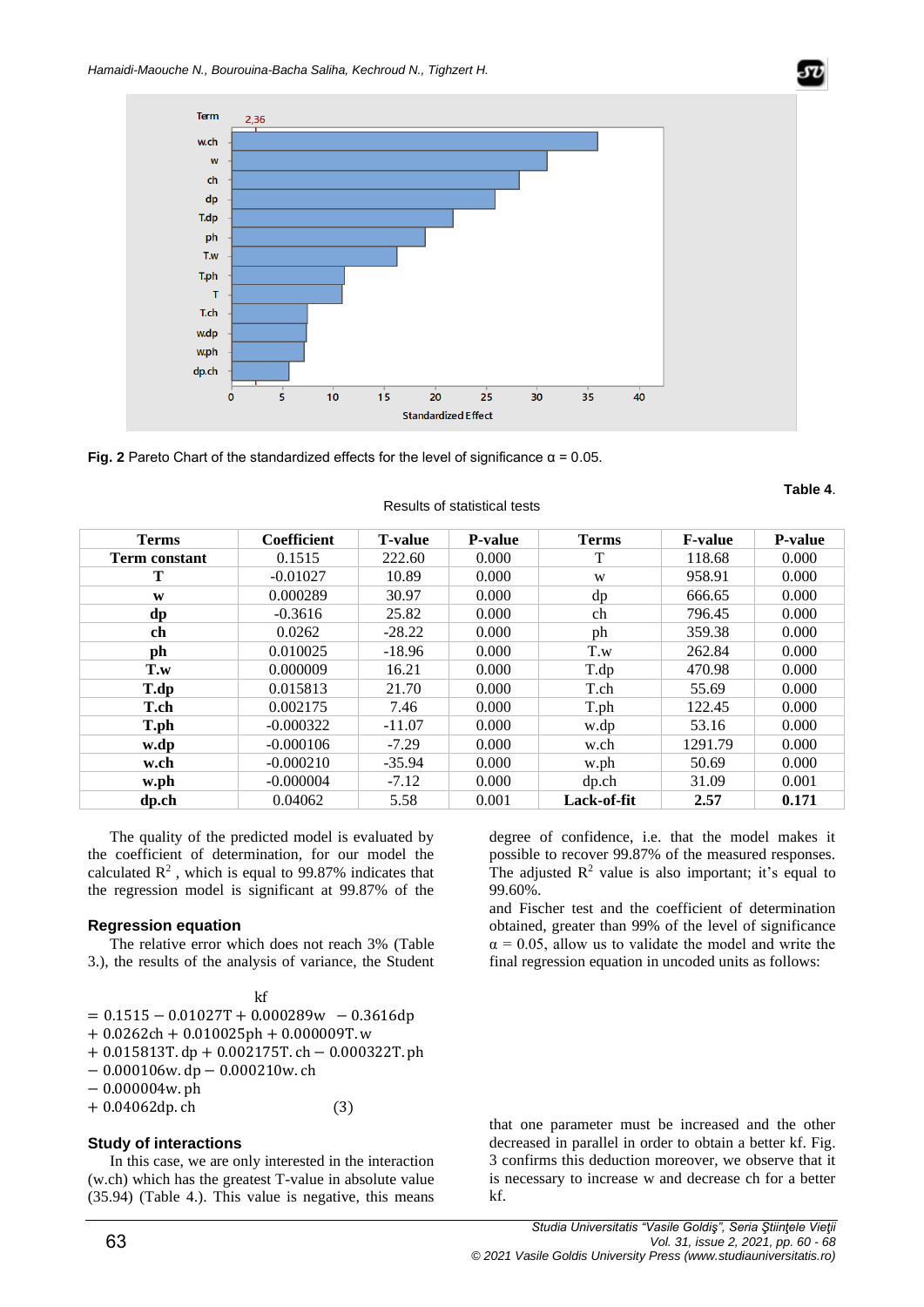Fig. 2 Pareto Chart of the standardized effects for the level of significance α = 0.05.

**Table 4**.

Results of statistical tests

| Terms | Coefficient | T-value | P-value | Terms | F-value | P-value |
|---|---|---|---|---|---|---|
| **Term constant** | 0.1515 | 222.60 | 0.000 | T | 118.68 | 0.000 |
| **T** | -0.01027 | 10.89 | 0.000 | w | 958.91 | 0.000 |
| **w** | 0.000289 | 30.97 | 0.000 | dp | 666.65 | 0.000 |
| **dp** | -0.3616 | 25.82 | 0.000 | ch | 796.45 | 0.000 |
| **ch** | 0.0262 | -28.22 | 0.000 | ph | 359.38 | 0.000 |
| **ph** | 0.010025 | -18.96 | 0.000 | T.w | 262.84 | 0.000 |
| **T.w** | 0.000009 | 16.21 | 0.000 | T.dp | 470.98 | 0.000 |
| **T.dp** | 0.015813 | 21.70 | 0.000 | T.ch | 55.69 | 0.000 |
| **T.ch** | 0.002175 | 7.46 | 0.000 | T.ph | 122.45 | 0.000 |
| **T.ph** | -0.000322 | -11.07 | 0.000 | w.dp | 53.16 | 0.000 |
| **w.dp** | -0.000106 | -7.29 | 0.000 | w.ch | 1291.79 | 0.000 |
| **w.ch** | -0.000210 | -35.94 | 0.000 | w.ph | 50.69 | 0.000 |
| **w.ph** | -0.000004 | -7.12 | 0.000 | dp.ch | 31.09 | 0.001 |
| **dp.ch** | 0.04062 | 5.58 | 0.001 | **Lack-of-fit** | **2.57** | **0.171** |

The quality of the predicted model is evaluated by the coefficient of determination, for our model the calculated $R^2$ , which is equal to 99.87% indicates that the regression model is significant at 99.87% of the degree of confidence, i.e. that the model makes it possible to recover 99.87% of the measured responses. The adjusted $R^2$ value is also important; it's equal to 99.60%.

## Regression equation

The relative error which does not reach 3% (Table 3.), the results of the analysis of variance, the Student and Fischer test and the coefficient of determination obtained, greater than 99% of the level of significance $\alpha = 0.05$, allow us to validate the model and write the final regression equation in uncoded units as follows:

$$\begin{aligned} kf &= 0.1515 - 0.01027T + 0.000289w - 0.3616dp \\ &+ 0.0262ch + 0.010025ph + 0.000009T.w \\ &+ 0.015813T.dp + 0.002175T.ch - 0.000322T.ph \\ &- 0.000106w.dp - 0.000210w.ch \\ &- 0.000004w.ph \\ &+ 0.04062dp.ch \qquad (3) \end{aligned}$$

## Study of interactions

In this case, we are only interested in the interaction (w.ch) which has the greatest T-value in absolute value (35.94) (Table 4.). This value is negative, this means that one parameter must be increased and the other decreased in parallel in order to obtain a better kf. Fig. 3 confirms this deduction moreover, we observe that it is necessary to increase w and decrease ch for a better kf.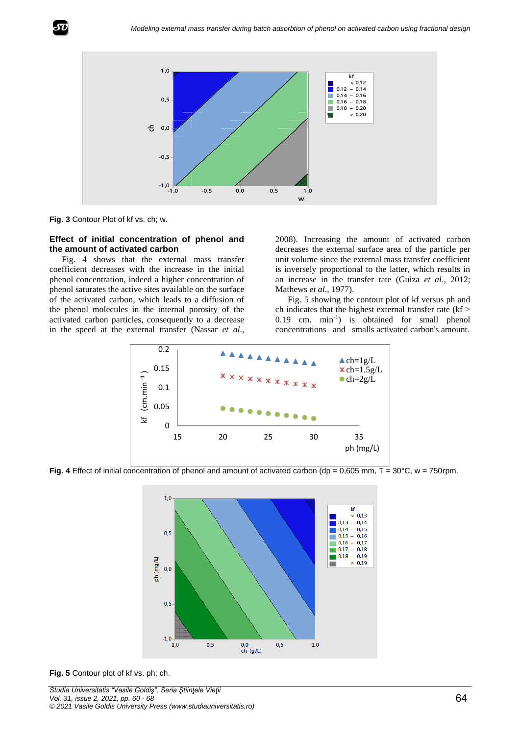**Fig. 3** Contour Plot of kf vs. ch; w.

**Effect of initial concentration of phenol and the amount of activated carbon**

Fig. 4 shows that the external mass transfer coefficient decreases with the increase in the initial phenol concentration, indeed a higher concentration of phenol saturates the active sites available on the surface of the activated carbon, which leads to a diffusion of the phenol molecules in the internal porosity of the activated carbon particles, consequently to a decrease in the speed at the external transfer (Nassar *et al.*, 2008). Increasing the amount of activated carbon decreases the external surface area of the particle per unit volume since the external mass transfer coefficient is inversely proportional to the latter, which results in an increase in the transfer rate (Guiza *et al.*, 2012; Mathews *et al.*, 1977).

Fig. 5 showing the contour plot of kf versus ph and ch indicates that the highest external transfer rate (kf > 0.19 cm. min$^{-1}$) is obtained for small phenol concentrations and smalls activated carbon's amount.

**Fig. 4** Effect of initial concentration of phenol and amount of activated carbon (dp = 0,605 mm, T = 30°C, w = 750rpm.

**Fig. 5** Contour plot of kf vs. ph; ch.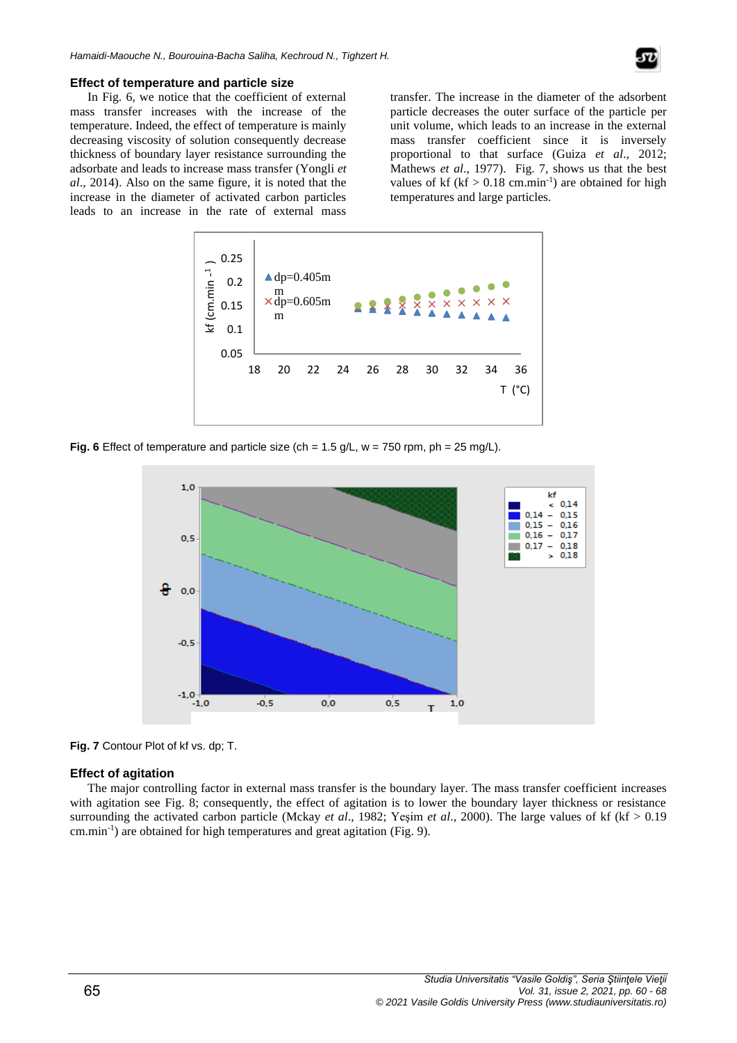### Effect of temperature and particle size

In Fig. 6, we notice that the coefficient of external mass transfer increases with the increase of the temperature. Indeed, the effect of temperature is mainly decreasing viscosity of solution consequently decrease thickness of boundary layer resistance surrounding the adsorbate and leads to increase mass transfer (Yongli *et al.*, 2014). Also on the same figure, it is noted that the increase in the diameter of activated carbon particles leads to an increase in the rate of external mass transfer. The increase in the diameter of the adsorbent particle decreases the outer surface of the particle per unit volume, which leads to an increase in the external mass transfer coefficient since it is inversely proportional to that surface (Guiza *et al.*, 2012; Mathews *et al.*, 1977). Fig. 7, shows us that the best values of kf (kf > 0.18 cm.min$^{-1}$) are obtained for high temperatures and large particles.

**Fig. 6** Effect of temperature and particle size (ch = 1.5 g/L, w = 750 rpm, ph = 25 mg/L).

**Fig. 7** Contour Plot of kf vs. dp; T.

### Effect of agitation

The major controlling factor in external mass transfer is the boundary layer. The mass transfer coefficient increases with agitation see Fig. 8; consequently, the effect of agitation is to lower the boundary layer thickness or resistance surrounding the activated carbon particle (Mckay *et al.*, 1982; Yeşim *et al.*, 2000). The large values of kf (kf > 0.19 cm.min$^{-1}$) are obtained for high temperatures and great agitation (Fig. 9).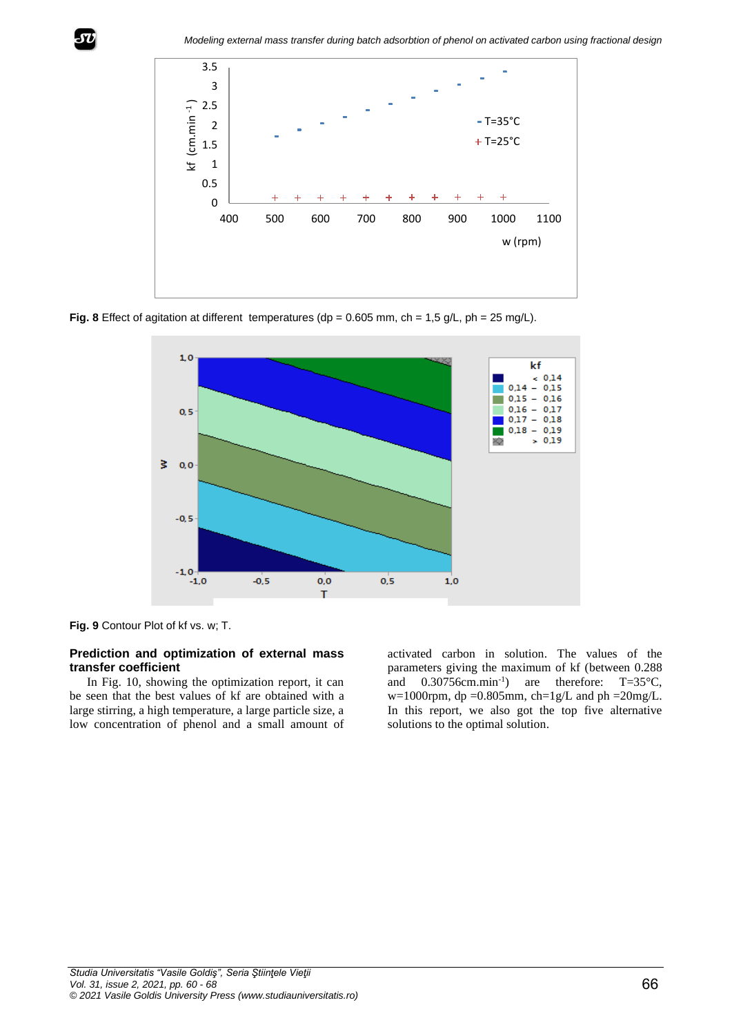Fig. 8 Effect of agitation at different temperatures (dp = 0.605 mm, ch = 1,5 g/L, ph = 25 mg/L).

Fig. 9 Contour Plot of kf vs. w; T.

## Prediction and optimization of external mass transfer coefficient

In Fig. 10, showing the optimization report, it can be seen that the best values of kf are obtained with a large stirring, a high temperature, a large particle size, a low concentration of phenol and a small amount of activated carbon in solution. The values of the parameters giving the maximum of kf (between 0.288 and 0.30756cm.min$^{-1}$) are therefore: T=35°C, w=1000rpm, dp =0.805mm, ch=1g/L and ph =20mg/L. In this report, we also got the top five alternative solutions to the optimal solution.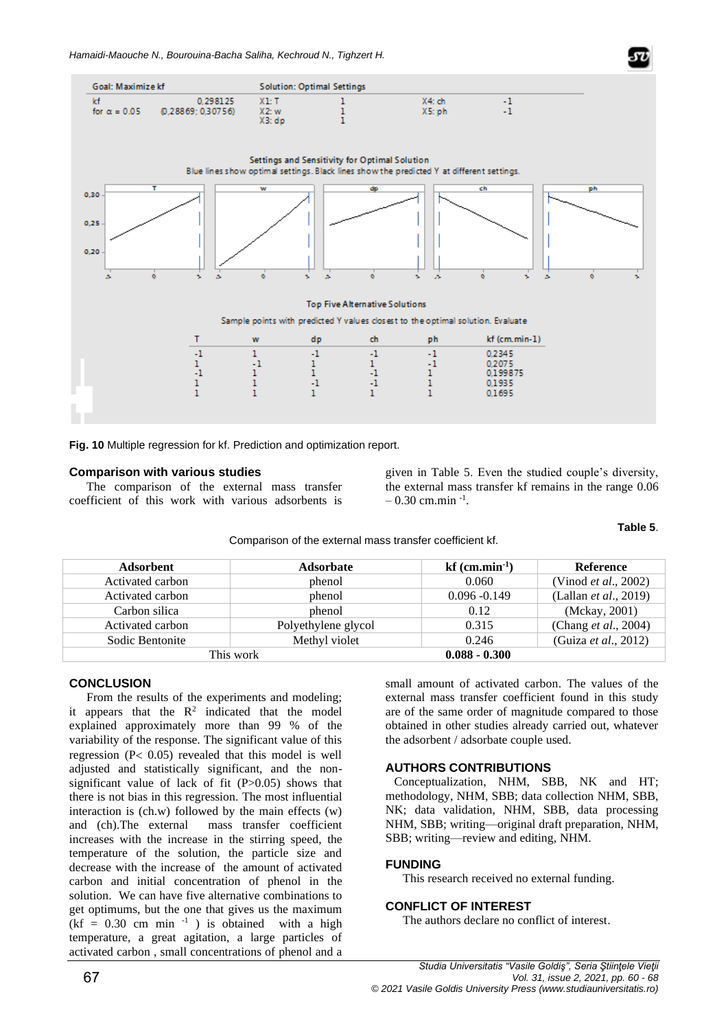Goal: Maximize kf

| kf | 0.298125 | Solution: Optimal Settings | | | |
|---|---|---|---|---|---|
| for α = 0.05 | (0.28869; 0.30756) | X1: T | 1 | X4: ch | -1 |
| | | X2: w | 1 | X5: ph | -1 |
| | | X3: dp | 1 | | |

Settings and Sensitivity for Optimal Solution

Blue lines show optimal settings. Black lines show the predicted Y at different settings.

Top Five Alternative Solutions

Sample points with predicted Y values closest to the optimal solution. Evaluate

| T | w | dp | ch | ph | kf (cm.min-1) |
|---|---|---|---|---|---|
| -1 | 1 | -1 | -1 | -1 | 0.2345 |
| 1 | -1 | 1 | 1 | -1 | 0.2075 |
| -1 | 1 | 1 | -1 | 1 | 0.199875 |
| 1 | 1 | -1 | -1 | 1 | 0.1935 |
| 1 | 1 | 1 | 1 | 1 | 0.1695 |

**Fig. 10** Multiple regression for kf. Prediction and optimization report.

### Comparison with various studies

The comparison of the external mass transfer coefficient of this work with various adsorbents is given in Table 5. Even the studied couple's diversity, the external mass transfer kf remains in the range 0.06 – 0.30 cm.min $^{-1}$.

**Table 5**.

Comparison of the external mass transfer coefficient kf.

| Adsorbent | Adsorbate | kf (cm.min$^{-1}$) | Reference |
|---|---|---|---|
| Activated carbon | phenol | 0.060 | (Vinod *et al.*, 2002) |
| Activated carbon | phenol | 0.096 -0.149 | (Lallan *et al.*, 2019) |
| Carbon silica | phenol | 0.12 | (Mckay, 2001) |
| Activated carbon | Polyethylene glycol | 0.315 | (Chang *et al.*, 2004) |
| Sodic Bentonite | Methyl violet | 0.246 | (Guiza *et al.*, 2012) |
| This work | | **0.088 - 0.300** | |

### CONCLUSION

From the results of the experiments and modeling; it appears that the $R^2$ indicated that the model explained approximately more than 99 % of the variability of the response. The significant value of this regression ($P< 0.05$) revealed that this model is well adjusted and statistically significant, and the non-significant value of lack of fit ($P>0.05$) shows that there is not bias in this regression. The most influential interaction is (ch.w) followed by the main effects (w) and (ch).The external mass transfer coefficient increases with the increase in the stirring speed, the temperature of the solution, the particle size and decrease with the increase of the amount of activated carbon and initial concentration of phenol in the solution. We can have five alternative combinations to get optimums, but the one that gives us the maximum (kf = 0.30 cm min $^{-1}$ ) is obtained with a high temperature, a great agitation, a large particles of activated carbon , small concentrations of phenol and a small amount of activated carbon. The values of the external mass transfer coefficient found in this study are of the same order of magnitude compared to those obtained in other studies already carried out, whatever the adsorbent / adsorbate couple used.

### AUTHORS CONTRIBUTIONS

Conceptualization, NHM, SBB, NK and HT; methodology, NHM, SBB; data collection NHM, SBB, NK; data validation, NHM, SBB, data processing NHM, SBB; writing—original draft preparation, NHM, SBB; writing—review and editing, NHM.

### FUNDING

This research received no external funding.

### CONFLICT OF INTEREST

The authors declare no conflict of interest.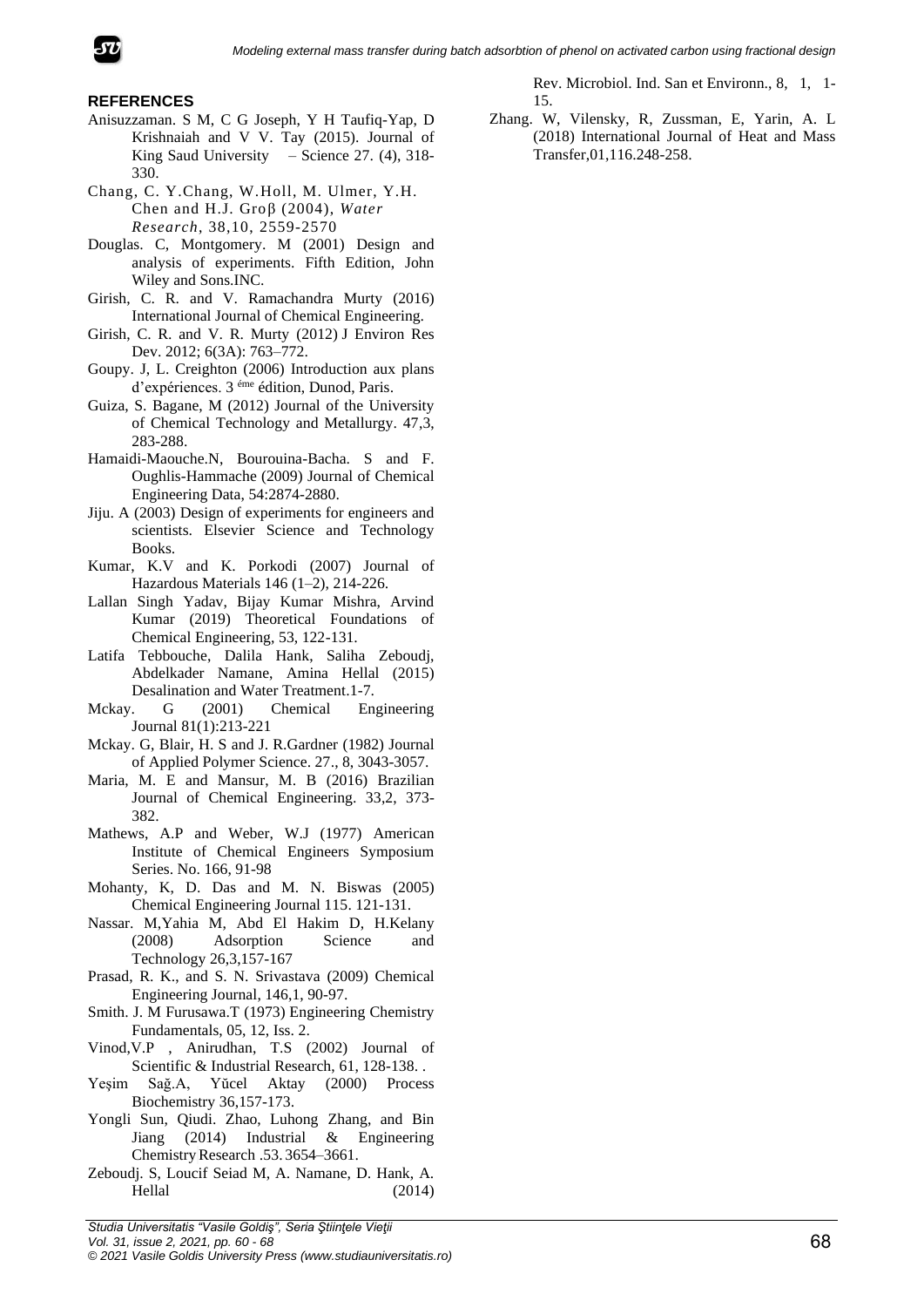## REFERENCES

Anisuzzaman. S M, C G Joseph, Y H Taufiq-Yap, D Krishnaiah and V V. Tay (2015). Journal of King Saud University – Science 27. (4), 318-330.

Chang, C. Y.Chang, W.Holl, M. Ulmer, Y.H. Chen and H.J. Groβ (2004), *Water Research*, 38,10, 2559-2570

Douglas. C, Montgomery. M (2001) Design and analysis of experiments. Fifth Edition, John Wiley and Sons.INC.

Girish, C. R. and V. Ramachandra Murty (2016) International Journal of Chemical Engineering.

Girish, C. R. and V. R. Murty (2012) J Environ Res Dev. 2012; 6(3A): 763–772.

Goupy. J, L. Creighton (2006) Introduction aux plans d'expériences. 3 éme édition, Dunod, Paris.

Guiza, S. Bagane, M (2012) Journal of the University of Chemical Technology and Metallurgy. 47,3, 283-288.

Hamaidi-Maouche.N, Bourouina-Bacha. S and F. Oughlis-Hammache (2009) Journal of Chemical Engineering Data, 54:2874-2880.

Jiju. A (2003) Design of experiments for engineers and scientists. Elsevier Science and Technology Books.

Kumar, K.V and K. Porkodi (2007) Journal of Hazardous Materials 146 (1–2), 214-226.

Lallan Singh Yadav, Bijay Kumar Mishra, Arvind Kumar (2019) Theoretical Foundations of Chemical Engineering, 53, 122-131.

Latifa Tebbouche, Dalila Hank, Saliha Zeboudj, Abdelkader Namane, Amina Hellal (2015) Desalination and Water Treatment.1-7.

Mckay. G (2001) Chemical Engineering Journal 81(1):213-221

Mckay. G, Blair, H. S and J. R.Gardner (1982) Journal of Applied Polymer Science. 27., 8, 3043-3057.

Maria, M. E and Mansur, M. B (2016) Brazilian Journal of Chemical Engineering. 33,2, 373-382.

Mathews, A.P and Weber, W.J (1977) American Institute of Chemical Engineers Symposium Series. No. 166, 91-98

Mohanty, K, D. Das and M. N. Biswas (2005) Chemical Engineering Journal 115. 121-131.

Nassar. M,Yahia M, Abd El Hakim D, H.Kelany (2008) Adsorption Science and Technology 26,3,157-167

Prasad, R. K., and S. N. Srivastava (2009) Chemical Engineering Journal, 146,1, 90-97.

Smith. J. M Furusawa.T (1973) Engineering Chemistry Fundamentals, 05, 12, Iss. 2.

Vinod,V.P , Anirudhan, T.S (2002) Journal of Scientific & Industrial Research, 61, 128-138. .

Yeşim Sağ.A, Yŭcel Aktay (2000) Process Biochemistry 36,157-173.

Yongli Sun, Qiudi. Zhao, Luhong Zhang, and Bin Jiang (2014) Industrial & Engineering Chemistry Research .53. 3654–3661.

Zeboudj. S, Loucif Seiad M, A. Namane, D. Hank, A. Hellal (2014) Rev. Microbiol. Ind. San et Environn., 8, 1, 1-15.

Zhang. W, Vilensky, R, Zussman, E, Yarin, A. L (2018) International Journal of Heat and Mass Transfer,01,116.248-258.